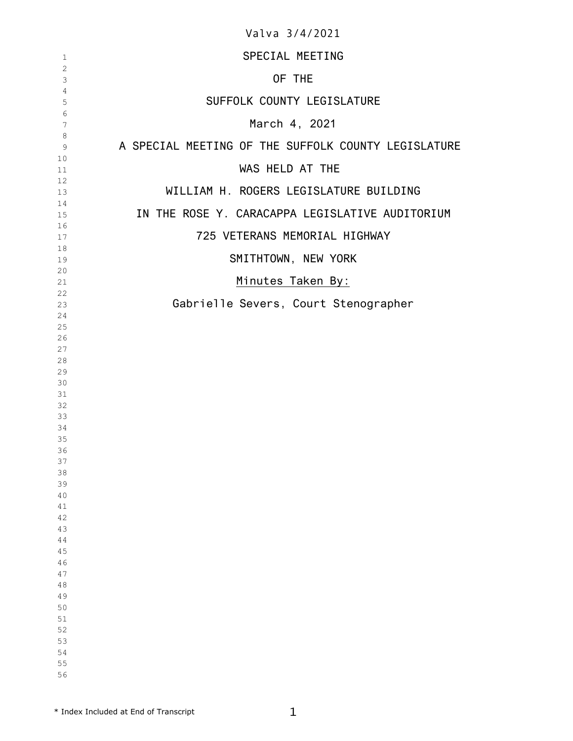# SPECIAL MEETING

# OF THE

# SUFFOLK COUNTY LEGISLATURE

March 4, 2021

A SPECIAL MEETING OF THE SUFFOLK COUNTY LEGISLATURE

WAS HELD AT THE

WILLIAM H. ROGERS LEGISLATURE BUILDING

IN THE ROSE Y. CARACAPPA LEGISLATIVE AUDITORIUM

725 VETERANS MEMORIAL HIGHWAY

SMITHTOWN, NEW YORK

Minutes Taken By:

Gabrielle Severs, Court Stenographer

\* Index Included at End of Transcript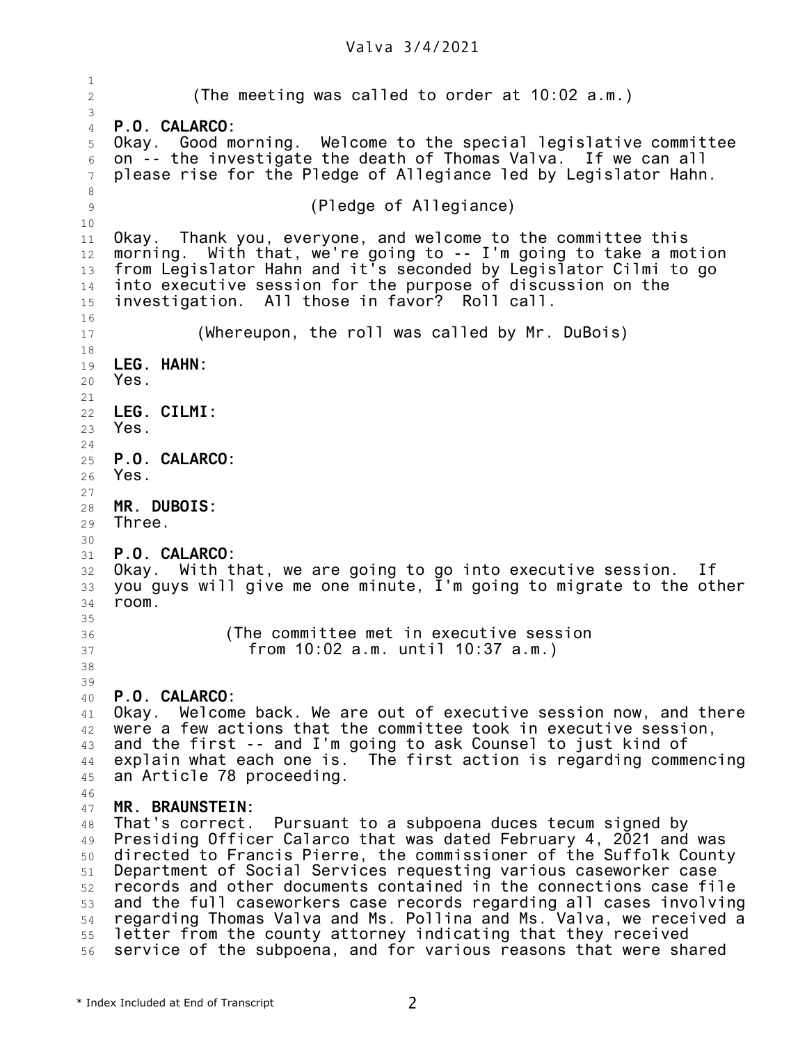(The meeting was called to order at 10:02 a.m.)

**P.O. CALARCO**:
Okay. Good morning. Welcome to the special legislative committee on -- the investigate the death of Thomas Valva. If we can all please rise for the Pledge of Allegiance led by Legislator Hahn.

(Pledge of Allegiance)

Okay. Thank you, everyone, and welcome to the committee this morning. With that, we're going to -- I'm going to take a motion from Legislator Hahn and it's seconded by Legislator Cilmi to go into executive session for the purpose of discussion on the investigation. All those in favor? Roll call.

(Whereupon, the roll was called by Mr. DuBois)

**LEG. HAHN**:
Yes.

**LEG. CILMI**:
Yes.

**P.O. CALARCO**:
Yes.

**MR. DUBOIS**:
Three.

**P.O. CALARCO**:
Okay. With that, we are going to go into executive session. If you guys will give me one minute, I'm going to migrate to the other room.

(The committee met in executive session
from 10:02 a.m. until 10:37 a.m.)

**P.O. CALARCO**:
Okay. Welcome back. We are out of executive session now, and there were a few actions that the committee took in executive session, and the first -- and I'm going to ask Counsel to just kind of explain what each one is. The first action is regarding commencing an Article 78 proceeding.

**MR. BRAUNSTEIN**:
That's correct. Pursuant to a subpoena duces tecum signed by Presiding Officer Calarco that was dated February 4, 2021 and was directed to Francis Pierre, the commissioner of the Suffolk County Department of Social Services requesting various caseworker case records and other documents contained in the connections case file and the full caseworkers case records regarding all cases involving regarding Thomas Valva and Ms. Pollina and Ms. Valva, we received a letter from the county attorney indicating that they received service of the subpoena, and for various reasons that were shared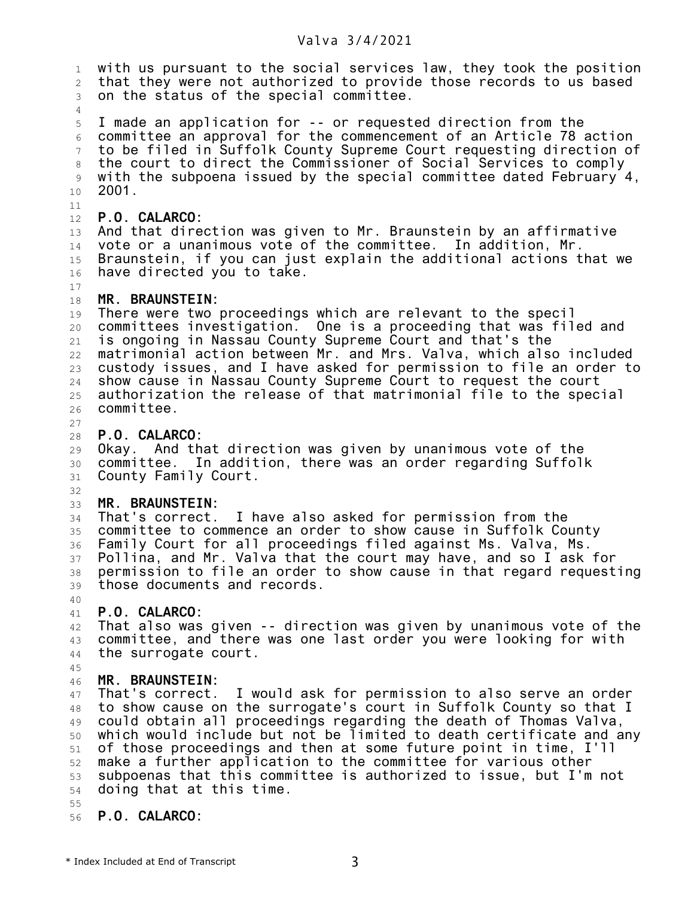with us pursuant to the social services law, they took the position that they were not authorized to provide those records to us based on the status of the special committee.

I made an application for -- or requested direction from the committee an approval for the commencement of an Article 78 action to be filed in Suffolk County Supreme Court requesting direction of the court to direct the Commissioner of Social Services to comply with the subpoena issued by the special committee dated February 4, 2001.

**P.O. CALARCO**:
And that direction was given to Mr. Braunstein by an affirmative vote or a unanimous vote of the committee. In addition, Mr. Braunstein, if you can just explain the additional actions that we have directed you to take.

**MR. BRAUNSTEIN**:
There were two proceedings which are relevant to the specil committees investigation. One is a proceeding that was filed and is ongoing in Nassau County Supreme Court and that's the matrimonial action between Mr. and Mrs. Valva, which also included custody issues, and I have asked for permission to file an order to show cause in Nassau County Supreme Court to request the court authorization the release of that matrimonial file to the special committee.

**P.O. CALARCO**:
Okay. And that direction was given by unanimous vote of the committee. In addition, there was an order regarding Suffolk County Family Court.

**MR. BRAUNSTEIN**:
That's correct. I have also asked for permission from the committee to commence an order to show cause in Suffolk County Family Court for all proceedings filed against Ms. Valva, Ms. Pollina, and Mr. Valva that the court may have, and so I ask for permission to file an order to show cause in that regard requesting those documents and records.

**P.O. CALARCO**:
That also was given -- direction was given by unanimous vote of the committee, and there was one last order you were looking for with the surrogate court.

**MR. BRAUNSTEIN**:
That's correct. I would ask for permission to also serve an order to show cause on the surrogate's court in Suffolk County so that I could obtain all proceedings regarding the death of Thomas Valva, which would include but not be limited to death certificate and any of those proceedings and then at some future point in time, I'll make a further application to the committee for various other subpoenas that this committee is authorized to issue, but I'm not doing that at this time.

**P.O. CALARCO**: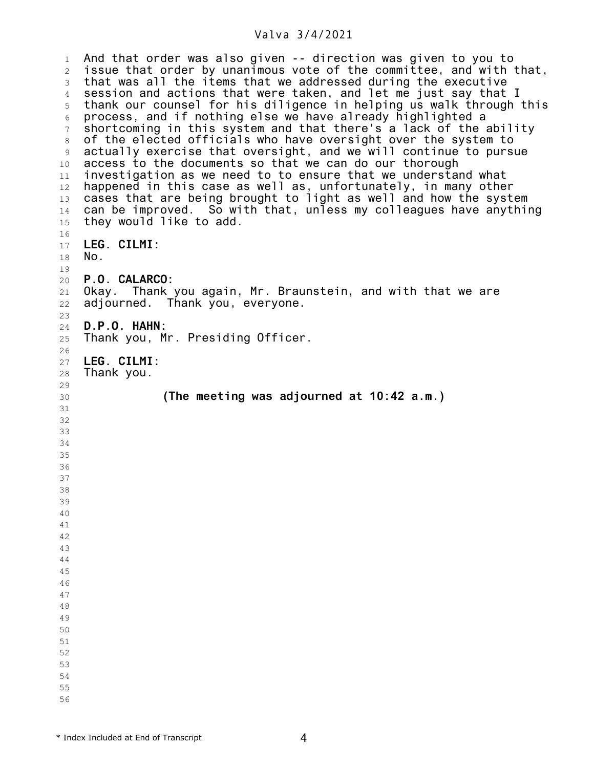And that order was also given -- direction was given to you to issue that order by unanimous vote of the committee, and with that, that was all the items that we addressed during the executive session and actions that were taken, and let me just say that I thank our counsel for his diligence in helping us walk through this process, and if nothing else we have already highlighted a shortcoming in this system and that there's a lack of the ability of the elected officials who have oversight over the system to actually exercise that oversight, and we will continue to pursue access to the documents so that we can do our thorough investigation as we need to to ensure that we understand what happened in this case as well as, unfortunately, in many other cases that are being brought to light as well and how the system can be improved. So with that, unless my colleagues have anything they would like to add.

**LEG. CILMI:**
No.

**P.O. CALARCO:**
Okay. Thank you again, Mr. Braunstein, and with that we are adjourned. Thank you, everyone.

**D.P.O. HAHN:**
Thank you, Mr. Presiding Officer.

**LEG. CILMI:**
Thank you.

**(The meeting was adjourned at 10:42 a.m.)**

\* Index Included at End of Transcript